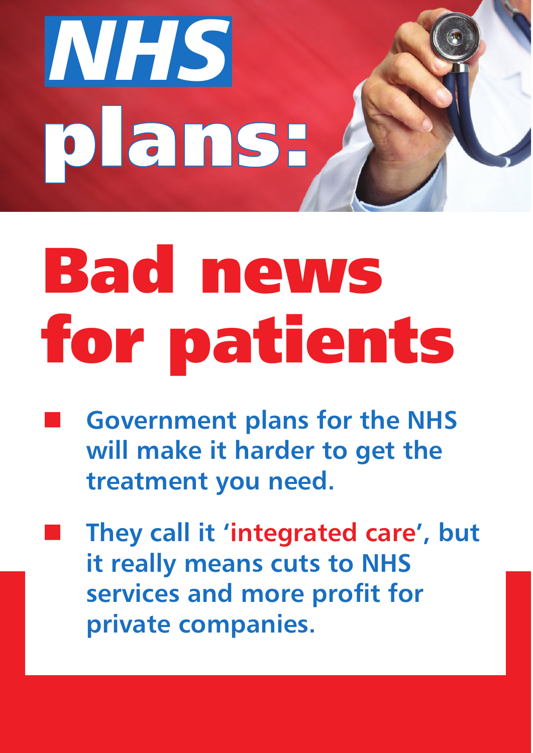# NHS plans:

# Bad news for patients

- **Government plans for the NHS will make it harder to get the treatment you need.**
- **They call it 'integrated care', but it really means cuts to NHS services and more profit for private companies.**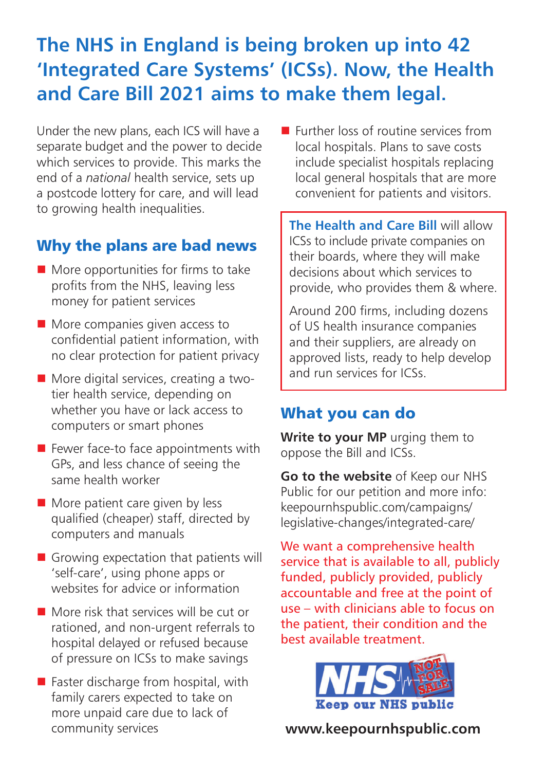# The NHS in England is being broken up into 42 'Integrated Care Systems' (ICSs). Now, the Health and Care Bill 2021 aims to make them legal.

Under the new plans, each ICS will have a separate budget and the power to decide which services to provide. This marks the end of a *national* health service, sets up a postcode lottery for care, and will lead to growing health inequalities.

## Why the plans are bad news

- More opportunities for firms to take profits from the NHS, leaving less money for patient services
- More companies given access to confidential patient information, with no clear protection for patient privacy
- More digital services, creating a two-tier health service, depending on whether you have or lack access to computers or smart phones
- Fewer face-to face appointments with GPs, and less chance of seeing the same health worker
- More patient care given by less qualified (cheaper) staff, directed by computers and manuals
- Growing expectation that patients will 'self-care', using phone apps or websites for advice or information
- More risk that services will be cut or rationed, and non-urgent referrals to hospital delayed or refused because of pressure on ICSs to make savings
- Faster discharge from hospital, with family carers expected to take on more unpaid care due to lack of community services
- Further loss of routine services from local hospitals. Plans to save costs include specialist hospitals replacing local general hospitals that are more convenient for patients and visitors.

**The Health and Care Bill** will allow ICSs to include private companies on their boards, where they will make decisions about which services to provide, who provides them & where.

Around 200 firms, including dozens of US health insurance companies and their suppliers, are already on approved lists, ready to help develop and run services for ICSs.

## What you can do

**Write to your MP** urging them to oppose the Bill and ICSs.

**Go to the website** of Keep our NHS Public for our petition and more info: keepournhspublic.com/campaigns/legislative-changes/integrated-care/

We want a comprehensive health service that is available to all, publicly funded, publicly provided, publicly accountable and free at the point of use – with clinicians able to focus on the patient, their condition and the best available treatment.

NHS NOT FOR SALE

Keep our NHS public

**www.keepournhspublic.com**